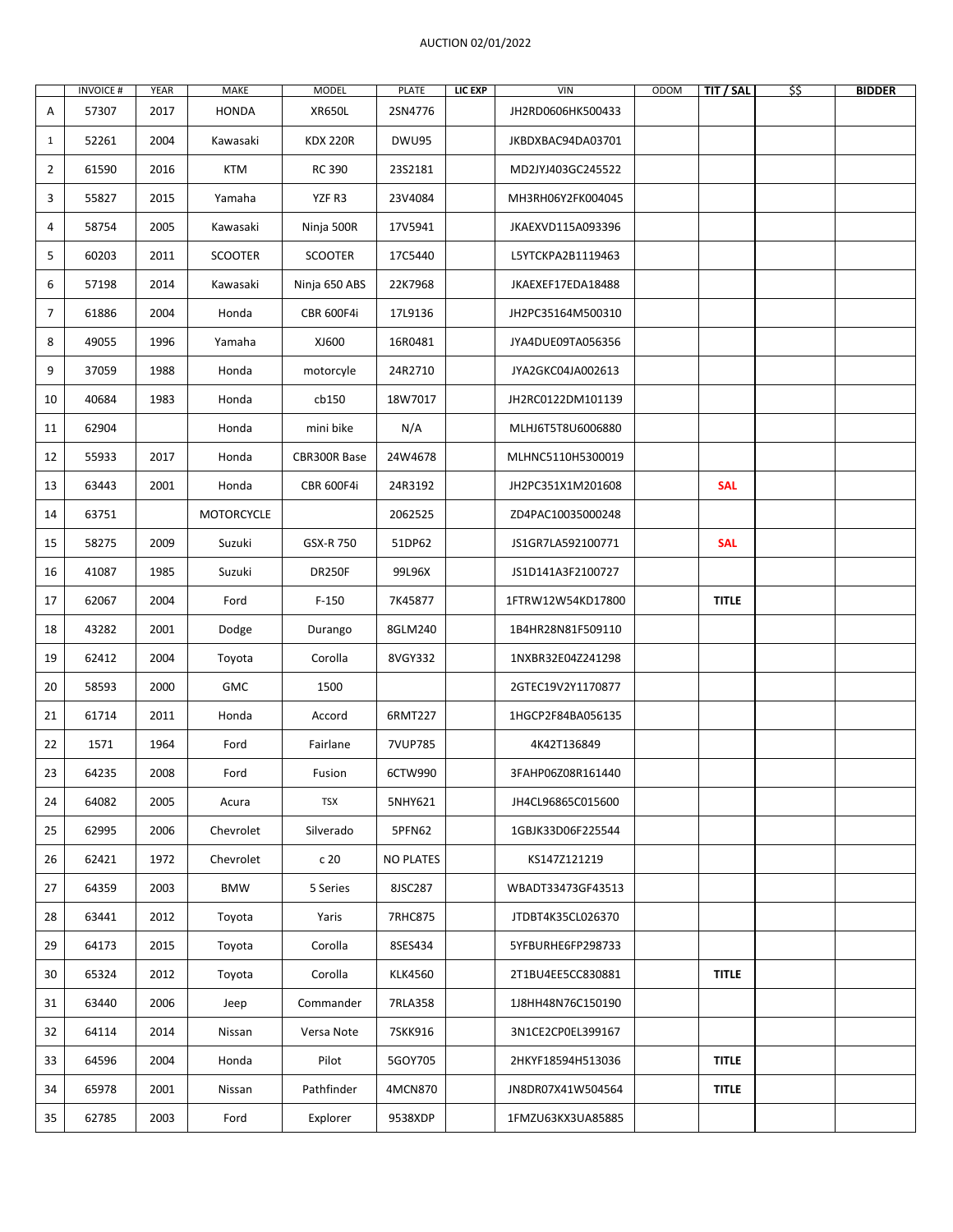AUCTION 02/01/2022

| | INVOICE # | YEAR | MAKE | MODEL | PLATE | LIC EXP | VIN | ODOM | TIT / SAL | $$ | BIDDER |
|---|---|---|---|---|---|---|---|---|---|---|---|
| A | 57307 | 2017 | HONDA | XR650L | 2SN4776 | | JH2RD0606HK500433 | | | | |
| 1 | 52261 | 2004 | Kawasaki | KDX 220R | DWU95 | | JKBDXBAC94DA03701 | | | | |
| 2 | 61590 | 2016 | KTM | RC 390 | 23S2181 | | MD2JYJ403GC245522 | | | | |
| 3 | 55827 | 2015 | Yamaha | YZF R3 | 23V4084 | | MH3RH06Y2FK004045 | | | | |
| 4 | 58754 | 2005 | Kawasaki | Ninja 500R | 17V5941 | | JKAEXVD115A093396 | | | | |
| 5 | 60203 | 2011 | SCOOTER | SCOOTER | 17C5440 | | L5YTCKPA2B1119463 | | | | |
| 6 | 57198 | 2014 | Kawasaki | Ninja 650 ABS | 22K7968 | | JKAEXEF17EDA18488 | | | | |
| 7 | 61886 | 2004 | Honda | CBR 600F4i | 17L9136 | | JH2PC35164M500310 | | | | |
| 8 | 49055 | 1996 | Yamaha | XJ600 | 16R0481 | | JYA4DUE09TA056356 | | | | |
| 9 | 37059 | 1988 | Honda | motorcyle | 24R2710 | | JYA2GKC04JA002613 | | | | |
| 10 | 40684 | 1983 | Honda | cb150 | 18W7017 | | JH2RC0122DM101139 | | | | |
| 11 | 62904 | | Honda | mini bike | N/A | | MLHJ6T5T8U6006880 | | | | |
| 12 | 55933 | 2017 | Honda | CBR300R Base | 24W4678 | | MLHNC5110H5300019 | | | | |
| 13 | 63443 | 2001 | Honda | CBR 600F4i | 24R3192 | | JH2PC351X1M201608 | | SAL | | |
| 14 | 63751 | | MOTORCYCLE | | 2062525 | | ZD4PAC10035000248 | | | | |
| 15 | 58275 | 2009 | Suzuki | GSX-R 750 | 51DP62 | | JS1GR7LA592100771 | | SAL | | |
| 16 | 41087 | 1985 | Suzuki | DR250F | 99L96X | | JS1D141A3F2100727 | | | | |
| 17 | 62067 | 2004 | Ford | F-150 | 7K45877 | | 1FTRW12W54KD17800 | | TITLE | | |
| 18 | 43282 | 2001 | Dodge | Durango | 8GLM240 | | 1B4HR28N81F509110 | | | | |
| 19 | 62412 | 2004 | Toyota | Corolla | 8VGY332 | | 1NXBR32E04Z241298 | | | | |
| 20 | 58593 | 2000 | GMC | 1500 | | | 2GTEC19V2Y1170877 | | | | |
| 21 | 61714 | 2011 | Honda | Accord | 6RMT227 | | 1HGCP2F84BA056135 | | | | |
| 22 | 1571 | 1964 | Ford | Fairlane | 7VUP785 | | 4K42T136849 | | | | |
| 23 | 64235 | 2008 | Ford | Fusion | 6CTW990 | | 3FAHP06Z08R161440 | | | | |
| 24 | 64082 | 2005 | Acura | TSX | 5NHY621 | | JH4CL96865C015600 | | | | |
| 25 | 62995 | 2006 | Chevrolet | Silverado | 5PFN62 | | 1GBJK33D06F225544 | | | | |
| 26 | 62421 | 1972 | Chevrolet | c 20 | NO PLATES | | KS147Z121219 | | | | |
| 27 | 64359 | 2003 | BMW | 5 Series | 8JSC287 | | WBADT33473GF43513 | | | | |
| 28 | 63441 | 2012 | Toyota | Yaris | 7RHC875 | | JTDBT4K35CL026370 | | | | |
| 29 | 64173 | 2015 | Toyota | Corolla | 8SES434 | | 5YFBURHE6FP298733 | | | | |
| 30 | 65324 | 2012 | Toyota | Corolla | KLK4560 | | 2T1BU4EE5CC830881 | | TITLE | | |
| 31 | 63440 | 2006 | Jeep | Commander | 7RLA358 | | 1J8HH48N76C150190 | | | | |
| 32 | 64114 | 2014 | Nissan | Versa Note | 7SKK916 | | 3N1CE2CP0EL399167 | | | | |
| 33 | 64596 | 2004 | Honda | Pilot | 5GOY705 | | 2HKYF18594H513036 | | TITLE | | |
| 34 | 65978 | 2001 | Nissan | Pathfinder | 4MCN870 | | JN8DR07X41W504564 | | TITLE | | |
| 35 | 62785 | 2003 | Ford | Explorer | 9538XDP | | 1FMZU63KX3UA85885 | | | | |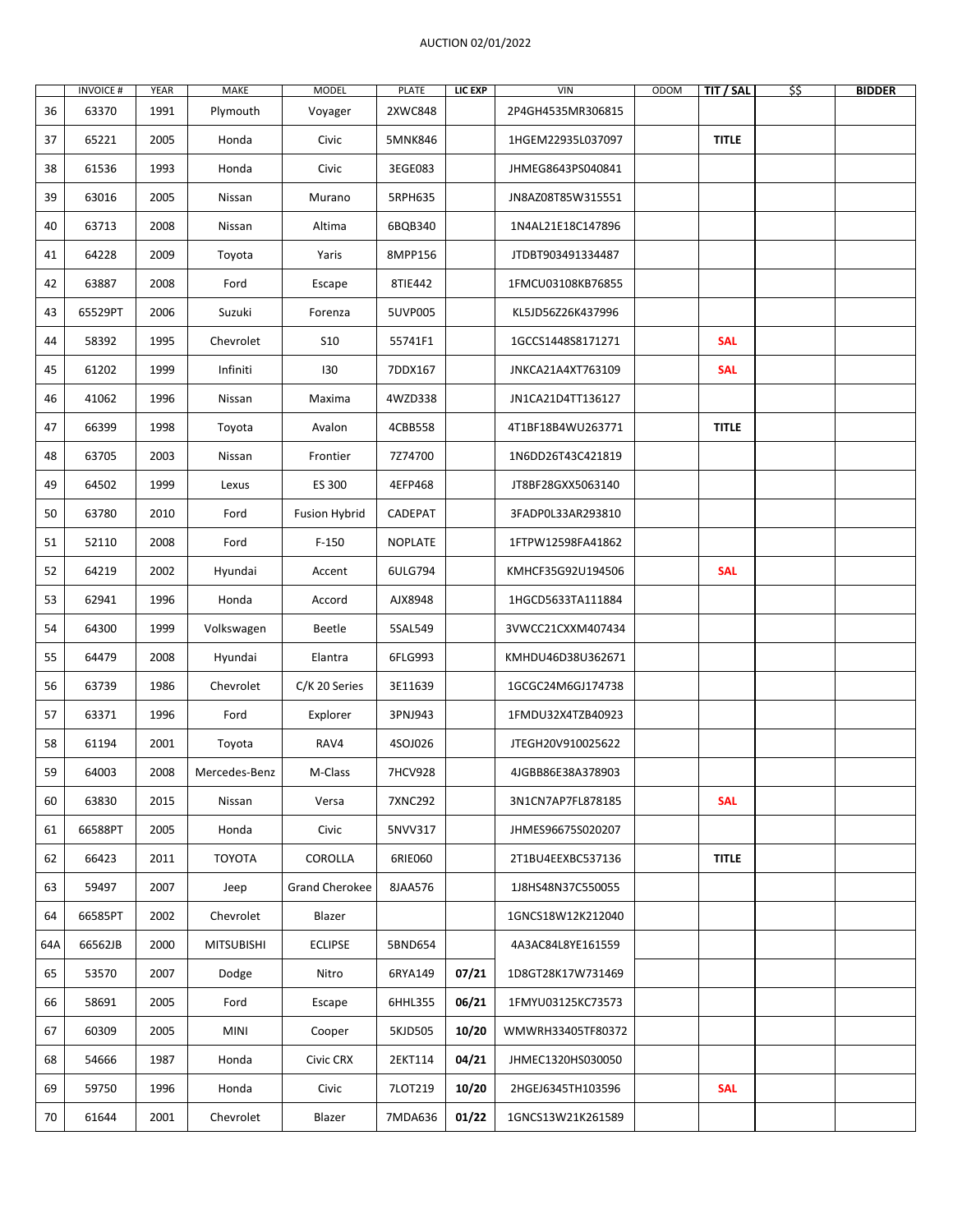AUCTION 02/01/2022

| | INVOICE # | YEAR | MAKE | MODEL | PLATE | LIC EXP | VIN | ODOM | TIT / SAL | $$ | BIDDER |
|---|---|---|---|---|---|---|---|---|---|---|---|
| 36 | 63370 | 1991 | Plymouth | Voyager | 2XWC848 | | 2P4GH4535MR306815 | | | | |
| 37 | 65221 | 2005 | Honda | Civic | 5MNK846 | | 1HGEM22935L037097 | | **TITLE** | | |
| 38 | 61536 | 1993 | Honda | Civic | 3EGE083 | | JHMEG8643PS040841 | | | | |
| 39 | 63016 | 2005 | Nissan | Murano | 5RPH635 | | JN8AZ08T85W315551 | | | | |
| 40 | 63713 | 2008 | Nissan | Altima | 6BQB340 | | 1N4AL21E18C147896 | | | | |
| 41 | 64228 | 2009 | Toyota | Yaris | 8MPP156 | | JTDBT903491334487 | | | | |
| 42 | 63887 | 2008 | Ford | Escape | 8TIE442 | | 1FMCU03108KB76855 | | | | |
| 43 | 65529PT | 2006 | Suzuki | Forenza | 5UVP005 | | KL5JD56Z26K437996 | | | | |
| 44 | 58392 | 1995 | Chevrolet | S10 | 55741F1 | | 1GCCS1448S8171271 | | **SAL** | | |
| 45 | 61202 | 1999 | Infiniti | I30 | 7DDX167 | | JNKCA21A4XT763109 | | **SAL** | | |
| 46 | 41062 | 1996 | Nissan | Maxima | 4WZD338 | | JN1CA21D4TT136127 | | | | |
| 47 | 66399 | 1998 | Toyota | Avalon | 4CBB558 | | 4T1BF18B4WU263771 | | **TITLE** | | |
| 48 | 63705 | 2003 | Nissan | Frontier | 7Z74700 | | 1N6DD26T43C421819 | | | | |
| 49 | 64502 | 1999 | Lexus | ES 300 | 4EFP468 | | JT8BF28GXX5063140 | | | | |
| 50 | 63780 | 2010 | Ford | Fusion Hybrid | CADEPAT | | 3FADP0L33AR293810 | | | | |
| 51 | 52110 | 2008 | Ford | F-150 | NOPLATE | | 1FTPW12598FA41862 | | | | |
| 52 | 64219 | 2002 | Hyundai | Accent | 6ULG794 | | KMHCF35G92U194506 | | **SAL** | | |
| 53 | 62941 | 1996 | Honda | Accord | AJX8948 | | 1HGCD5633TA111884 | | | | |
| 54 | 64300 | 1999 | Volkswagen | Beetle | 5SAL549 | | 3VWCC21CXXM407434 | | | | |
| 55 | 64479 | 2008 | Hyundai | Elantra | 6FLG993 | | KMHDU46D38U362671 | | | | |
| 56 | 63739 | 1986 | Chevrolet | C/K 20 Series | 3E11639 | | 1GCGC24M6GJ174738 | | | | |
| 57 | 63371 | 1996 | Ford | Explorer | 3PNJ943 | | 1FMDU32X4TZB40923 | | | | |
| 58 | 61194 | 2001 | Toyota | RAV4 | 4SOJ026 | | JTEGH20V910025622 | | | | |
| 59 | 64003 | 2008 | Mercedes-Benz | M-Class | 7HCV928 | | 4JGBB86E38A378903 | | | | |
| 60 | 63830 | 2015 | Nissan | Versa | 7XNC292 | | 3N1CN7AP7FL878185 | | **SAL** | | |
| 61 | 66588PT | 2005 | Honda | Civic | 5NVV317 | | JHMES96675S020207 | | | | |
| 62 | 66423 | 2011 | TOYOTA | COROLLA | 6RIE060 | | 2T1BU4EEXBC537136 | | **TITLE** | | |
| 63 | 59497 | 2007 | Jeep | Grand Cherokee | 8JAA576 | | 1J8HS48N37C550055 | | | | |
| 64 | 66585PT | 2002 | Chevrolet | Blazer | | | 1GNCS18W12K212040 | | | | |
| 64A | 66562JB | 2000 | MITSUBISHI | ECLIPSE | 5BND654 | | 4A3AC84L8YE161559 | | | | |
| 65 | 53570 | 2007 | Dodge | Nitro | 6RYA149 | **07/21** | 1D8GT28K17W731469 | | | | |
| 66 | 58691 | 2005 | Ford | Escape | 6HHL355 | **06/21** | 1FMYU03125KC73573 | | | | |
| 67 | 60309 | 2005 | MINI | Cooper | 5KJD505 | **10/20** | WMWRH33405TF80372 | | | | |
| 68 | 54666 | 1987 | Honda | Civic CRX | 2EKT114 | **04/21** | JHMEC1320HS030050 | | | | |
| 69 | 59750 | 1996 | Honda | Civic | 7LOT219 | **10/20** | 2HGEJ6345TH103596 | | **SAL** | | |
| 70 | 61644 | 2001 | Chevrolet | Blazer | 7MDA636 | **01/22** | 1GNCS13W21K261589 | | | | |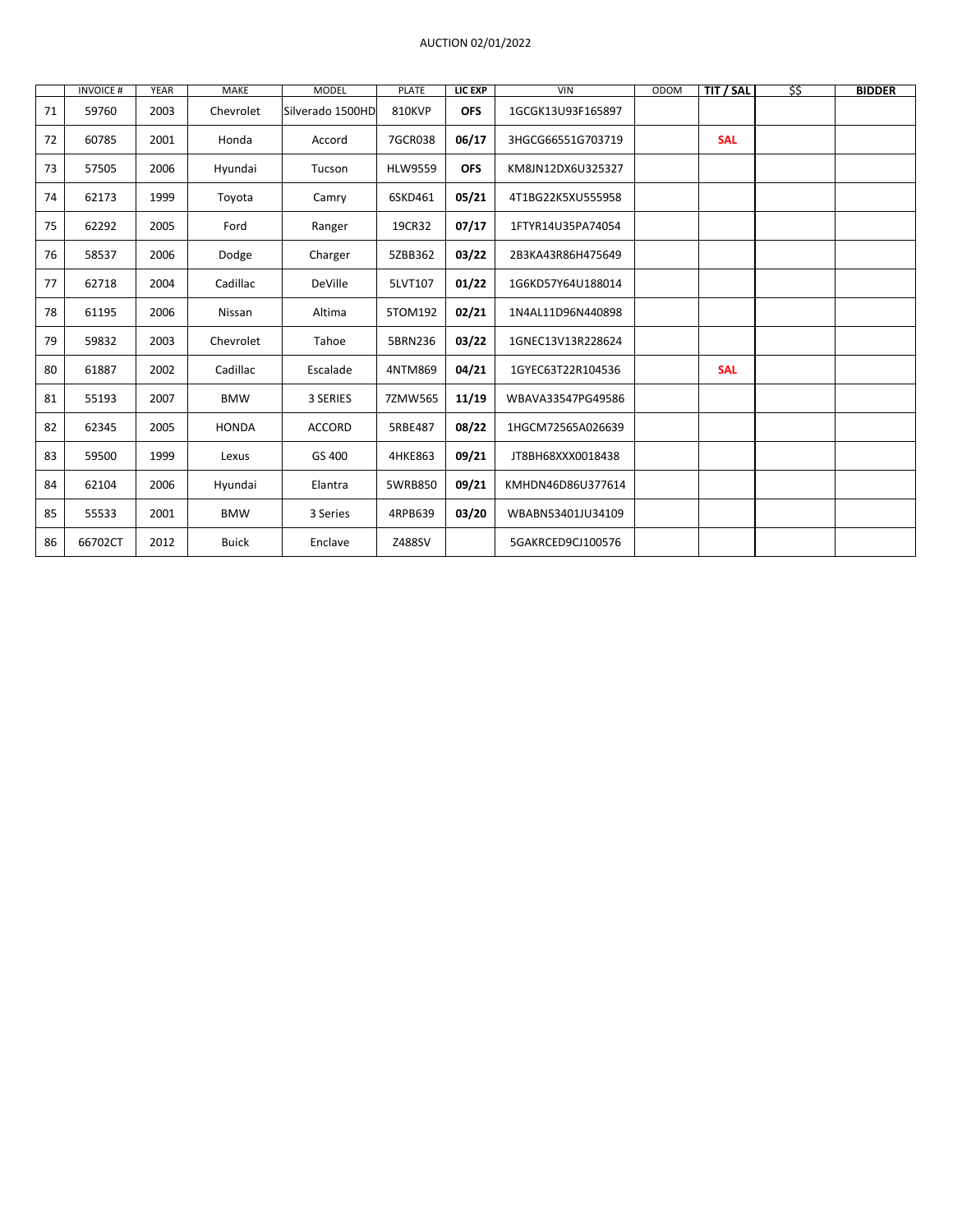AUCTION 02/01/2022

| | INVOICE # | YEAR | MAKE | MODEL | PLATE | LIC EXP | VIN | ODOM | TIT / SAL | $$ | BIDDER |
|---|---|---|---|---|---|---|---|---|---|---|---|
| 71 | 59760 | 2003 | Chevrolet | Silverado 1500HD | 810KVP | **OFS** | 1GCGK13U93F165897 | | | | |
| 72 | 60785 | 2001 | Honda | Accord | 7GCR038 | **06/17** | 3HGCG66551G703719 | | **SAL** | | |
| 73 | 57505 | 2006 | Hyundai | Tucson | HLW9559 | **OFS** | KM8JN12DX6U325327 | | | | |
| 74 | 62173 | 1999 | Toyota | Camry | 6SKD461 | **05/21** | 4T1BG22K5XU555958 | | | | |
| 75 | 62292 | 2005 | Ford | Ranger | 19CR32 | **07/17** | 1FTYR14U35PA74054 | | | | |
| 76 | 58537 | 2006 | Dodge | Charger | 5ZBB362 | **03/22** | 2B3KA43R86H475649 | | | | |
| 77 | 62718 | 2004 | Cadillac | DeVille | 5LVT107 | **01/22** | 1G6KD57Y64U188014 | | | | |
| 78 | 61195 | 2006 | Nissan | Altima | 5TOM192 | **02/21** | 1N4AL11D96N440898 | | | | |
| 79 | 59832 | 2003 | Chevrolet | Tahoe | 5BRN236 | **03/22** | 1GNEC13V13R228624 | | | | |
| 80 | 61887 | 2002 | Cadillac | Escalade | 4NTM869 | **04/21** | 1GYEC63T22R104536 | | **SAL** | | |
| 81 | 55193 | 2007 | BMW | 3 SERIES | 7ZMW565 | **11/19** | WBAVA33547PG49586 | | | | |
| 82 | 62345 | 2005 | HONDA | ACCORD | 5RBE487 | **08/22** | 1HGCM72565A026639 | | | | |
| 83 | 59500 | 1999 | Lexus | GS 400 | 4HKE863 | **09/21** | JT8BH68XXX0018438 | | | | |
| 84 | 62104 | 2006 | Hyundai | Elantra | 5WRB850 | **09/21** | KMHDN46D86U377614 | | | | |
| 85 | 55533 | 2001 | BMW | 3 Series | 4RPB639 | **03/20** | WBABN53401JU34109 | | | | |
| 86 | 66702CT | 2012 | Buick | Enclave | Z488SV | | 5GAKRCED9CJ100576 | | | | |